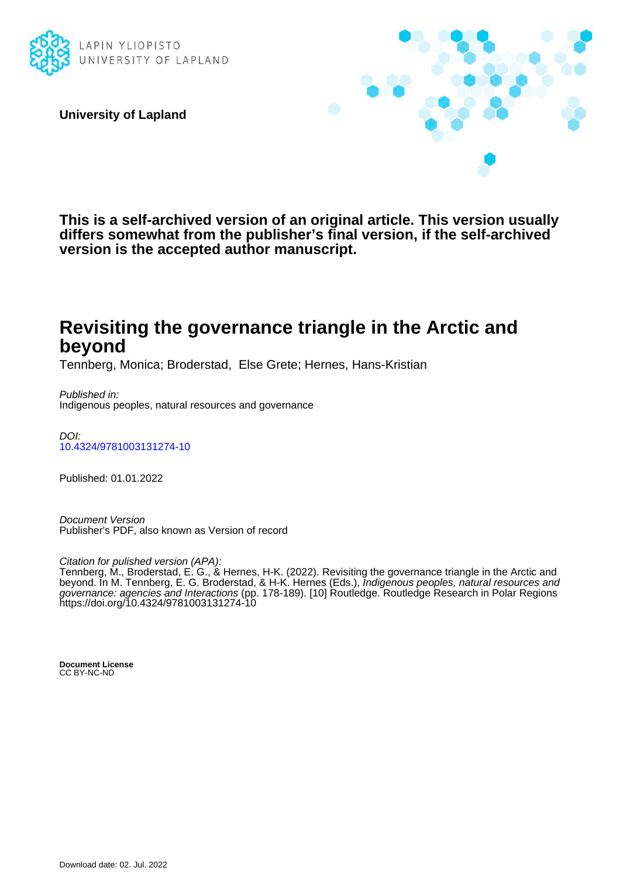LAPIN YLIOPISTO
UNIVERSITY OF LAPLAND

**University of Lapland**

**This is a self-archived version of an original article. This version usually differs somewhat from the publisher's final version, if the self-archived version is the accepted author manuscript.**

# Revisiting the governance triangle in the Arctic and beyond

Tennberg, Monica; Broderstad, Else Grete; Hernes, Hans-Kristian

*Published in:*
Indigenous peoples, natural resources and governance

*DOI:*
10.4324/9781003131274-10

Published: 01.01.2022

*Document Version*
Publisher's PDF, also known as Version of record

*Citation for pulished version (APA):*
Tennberg, M., Broderstad, E. G., & Hernes, H-K. (2022). Revisiting the governance triangle in the Arctic and beyond. In M. Tennberg, E. G. Broderstad, & H-K. Hernes (Eds.), *Indigenous peoples, natural resources and governance: agencies and Interactions* (pp. 178-189). [10] Routledge. Routledge Research in Polar Regions https://doi.org/10.4324/9781003131274-10

**Document License**
CC BY-NC-ND

Download date: 02. Jul. 2022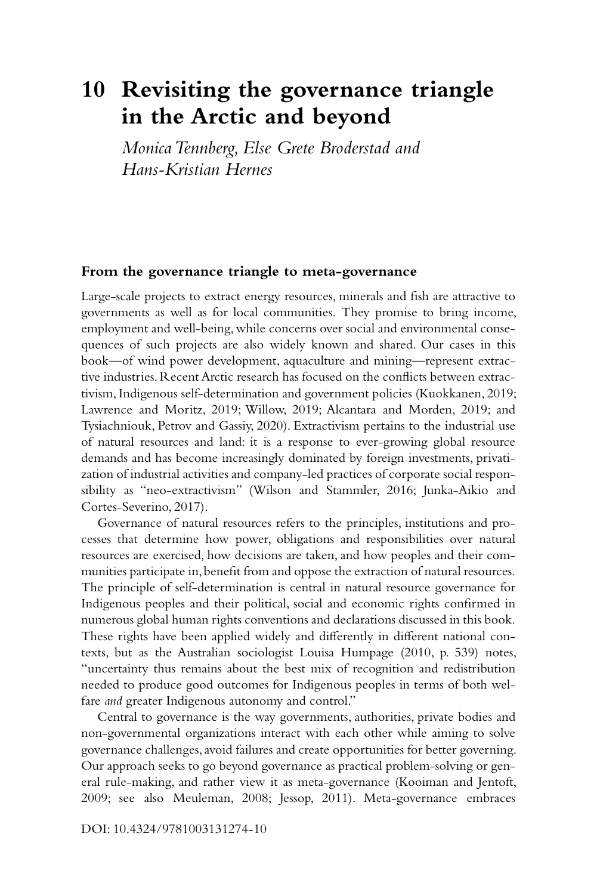# 10 Revisiting the governance triangle in the Arctic and beyond

*Monica Tennberg, Else Grete Broderstad and Hans-Kristian Hernes*

## From the governance triangle to meta-governance

Large-scale projects to extract energy resources, minerals and fish are attractive to governments as well as for local communities. They promise to bring income, employment and well-being, while concerns over social and environmental consequences of such projects are also widely known and shared. Our cases in this book—of wind power development, aquaculture and mining—represent extractive industries. Recent Arctic research has focused on the conflicts between extractivism, Indigenous self-determination and government policies (Kuokkanen, 2019; Lawrence and Moritz, 2019; Willow, 2019; Alcantara and Morden, 2019; and Tysiachniouk, Petrov and Gassiy, 2020). Extractivism pertains to the industrial use of natural resources and land: it is a response to ever-growing global resource demands and has become increasingly dominated by foreign investments, privatization of industrial activities and company-led practices of corporate social responsibility as "neo-extractivism" (Wilson and Stammler, 2016; Junka-Aikio and Cortes-Severino, 2017).

Governance of natural resources refers to the principles, institutions and processes that determine how power, obligations and responsibilities over natural resources are exercised, how decisions are taken, and how peoples and their communities participate in, benefit from and oppose the extraction of natural resources. The principle of self-determination is central in natural resource governance for Indigenous peoples and their political, social and economic rights confirmed in numerous global human rights conventions and declarations discussed in this book. These rights have been applied widely and differently in different national contexts, but as the Australian sociologist Louisa Humpage (2010, p. 539) notes, "uncertainty thus remains about the best mix of recognition and redistribution needed to produce good outcomes for Indigenous peoples in terms of both welfare *and* greater Indigenous autonomy and control."

Central to governance is the way governments, authorities, private bodies and non-governmental organizations interact with each other while aiming to solve governance challenges, avoid failures and create opportunities for better governing. Our approach seeks to go beyond governance as practical problem-solving or general rule-making, and rather view it as meta-governance (Kooiman and Jentoft, 2009; see also Meuleman, 2008; Jessop, 2011). Meta-governance embraces

DOI: 10.4324/9781003131274-10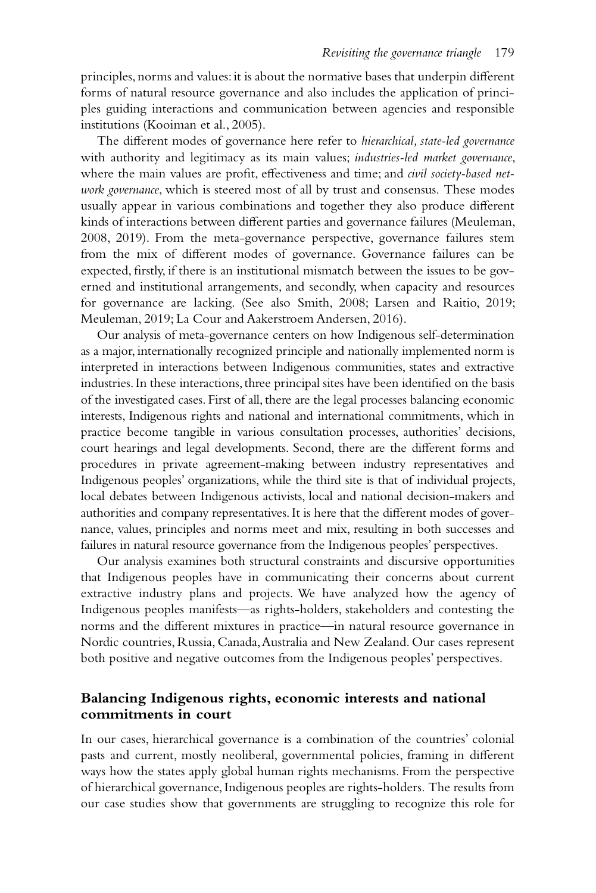principles, norms and values: it is about the normative bases that underpin different forms of natural resource governance and also includes the application of principles guiding interactions and communication between agencies and responsible institutions (Kooiman et al., 2005).

The different modes of governance here refer to *hierarchical, state-led governance* with authority and legitimacy as its main values; *industries-led market governance*, where the main values are profit, effectiveness and time; and *civil society-based network governance*, which is steered most of all by trust and consensus. These modes usually appear in various combinations and together they also produce different kinds of interactions between different parties and governance failures (Meuleman, 2008, 2019). From the meta-governance perspective, governance failures stem from the mix of different modes of governance. Governance failures can be expected, firstly, if there is an institutional mismatch between the issues to be governed and institutional arrangements, and secondly, when capacity and resources for governance are lacking. (See also Smith, 2008; Larsen and Raitio, 2019; Meuleman, 2019; La Cour and Aakerstroem Andersen, 2016).

Our analysis of meta-governance centers on how Indigenous self-determination as a major, internationally recognized principle and nationally implemented norm is interpreted in interactions between Indigenous communities, states and extractive industries. In these interactions, three principal sites have been identified on the basis of the investigated cases. First of all, there are the legal processes balancing economic interests, Indigenous rights and national and international commitments, which in practice become tangible in various consultation processes, authorities' decisions, court hearings and legal developments. Second, there are the different forms and procedures in private agreement-making between industry representatives and Indigenous peoples' organizations, while the third site is that of individual projects, local debates between Indigenous activists, local and national decision-makers and authorities and company representatives. It is here that the different modes of governance, values, principles and norms meet and mix, resulting in both successes and failures in natural resource governance from the Indigenous peoples' perspectives.

Our analysis examines both structural constraints and discursive opportunities that Indigenous peoples have in communicating their concerns about current extractive industry plans and projects. We have analyzed how the agency of Indigenous peoples manifests—as rights-holders, stakeholders and contesting the norms and the different mixtures in practice—in natural resource governance in Nordic countries, Russia, Canada, Australia and New Zealand. Our cases represent both positive and negative outcomes from the Indigenous peoples' perspectives.

## Balancing Indigenous rights, economic interests and national commitments in court

In our cases, hierarchical governance is a combination of the countries' colonial pasts and current, mostly neoliberal, governmental policies, framing in different ways how the states apply global human rights mechanisms. From the perspective of hierarchical governance, Indigenous peoples are rights-holders. The results from our case studies show that governments are struggling to recognize this role for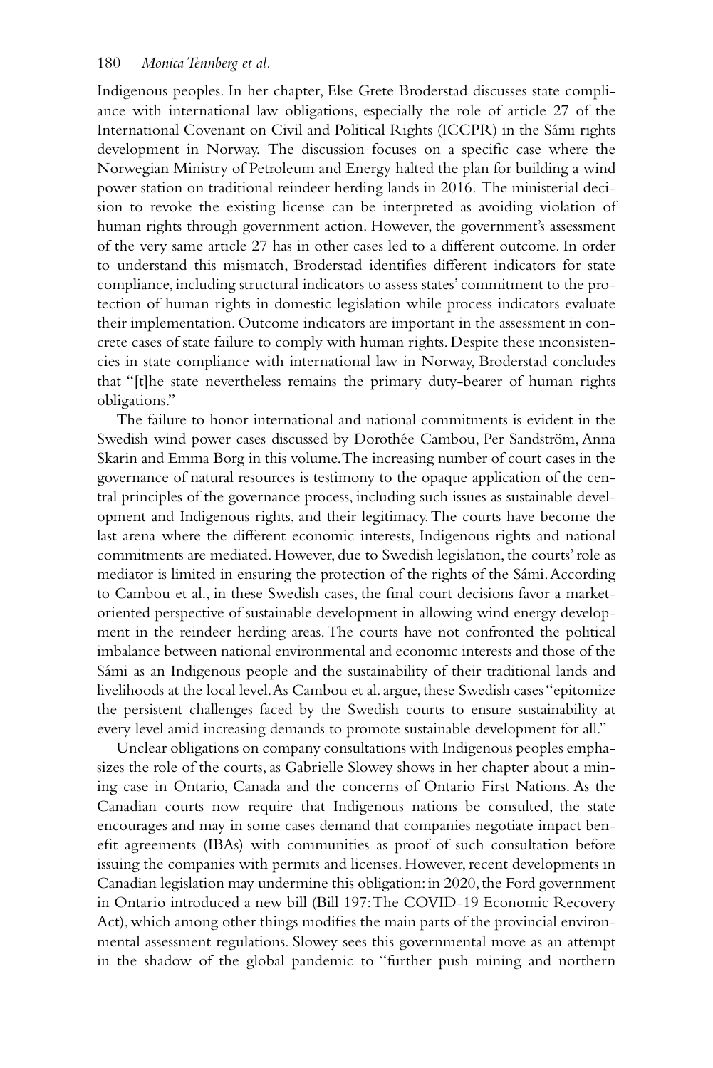Indigenous peoples. In her chapter, Else Grete Broderstad discusses state compliance with international law obligations, especially the role of article 27 of the International Covenant on Civil and Political Rights (ICCPR) in the Sámi rights development in Norway. The discussion focuses on a specific case where the Norwegian Ministry of Petroleum and Energy halted the plan for building a wind power station on traditional reindeer herding lands in 2016. The ministerial decision to revoke the existing license can be interpreted as avoiding violation of human rights through government action. However, the government's assessment of the very same article 27 has in other cases led to a different outcome. In order to understand this mismatch, Broderstad identifies different indicators for state compliance, including structural indicators to assess states' commitment to the protection of human rights in domestic legislation while process indicators evaluate their implementation. Outcome indicators are important in the assessment in concrete cases of state failure to comply with human rights. Despite these inconsistencies in state compliance with international law in Norway, Broderstad concludes that "[t]he state nevertheless remains the primary duty-bearer of human rights obligations."

The failure to honor international and national commitments is evident in the Swedish wind power cases discussed by Dorothée Cambou, Per Sandström, Anna Skarin and Emma Borg in this volume. The increasing number of court cases in the governance of natural resources is testimony to the opaque application of the central principles of the governance process, including such issues as sustainable development and Indigenous rights, and their legitimacy. The courts have become the last arena where the different economic interests, Indigenous rights and national commitments are mediated. However, due to Swedish legislation, the courts' role as mediator is limited in ensuring the protection of the rights of the Sámi. According to Cambou et al., in these Swedish cases, the final court decisions favor a market-oriented perspective of sustainable development in allowing wind energy development in the reindeer herding areas. The courts have not confronted the political imbalance between national environmental and economic interests and those of the Sámi as an Indigenous people and the sustainability of their traditional lands and livelihoods at the local level. As Cambou et al. argue, these Swedish cases "epitomize the persistent challenges faced by the Swedish courts to ensure sustainability at every level amid increasing demands to promote sustainable development for all."

Unclear obligations on company consultations with Indigenous peoples emphasizes the role of the courts, as Gabrielle Slowey shows in her chapter about a mining case in Ontario, Canada and the concerns of Ontario First Nations. As the Canadian courts now require that Indigenous nations be consulted, the state encourages and may in some cases demand that companies negotiate impact benefit agreements (IBAs) with communities as proof of such consultation before issuing the companies with permits and licenses. However, recent developments in Canadian legislation may undermine this obligation: in 2020, the Ford government in Ontario introduced a new bill (Bill 197: The COVID-19 Economic Recovery Act), which among other things modifies the main parts of the provincial environmental assessment regulations. Slowey sees this governmental move as an attempt in the shadow of the global pandemic to "further push mining and northern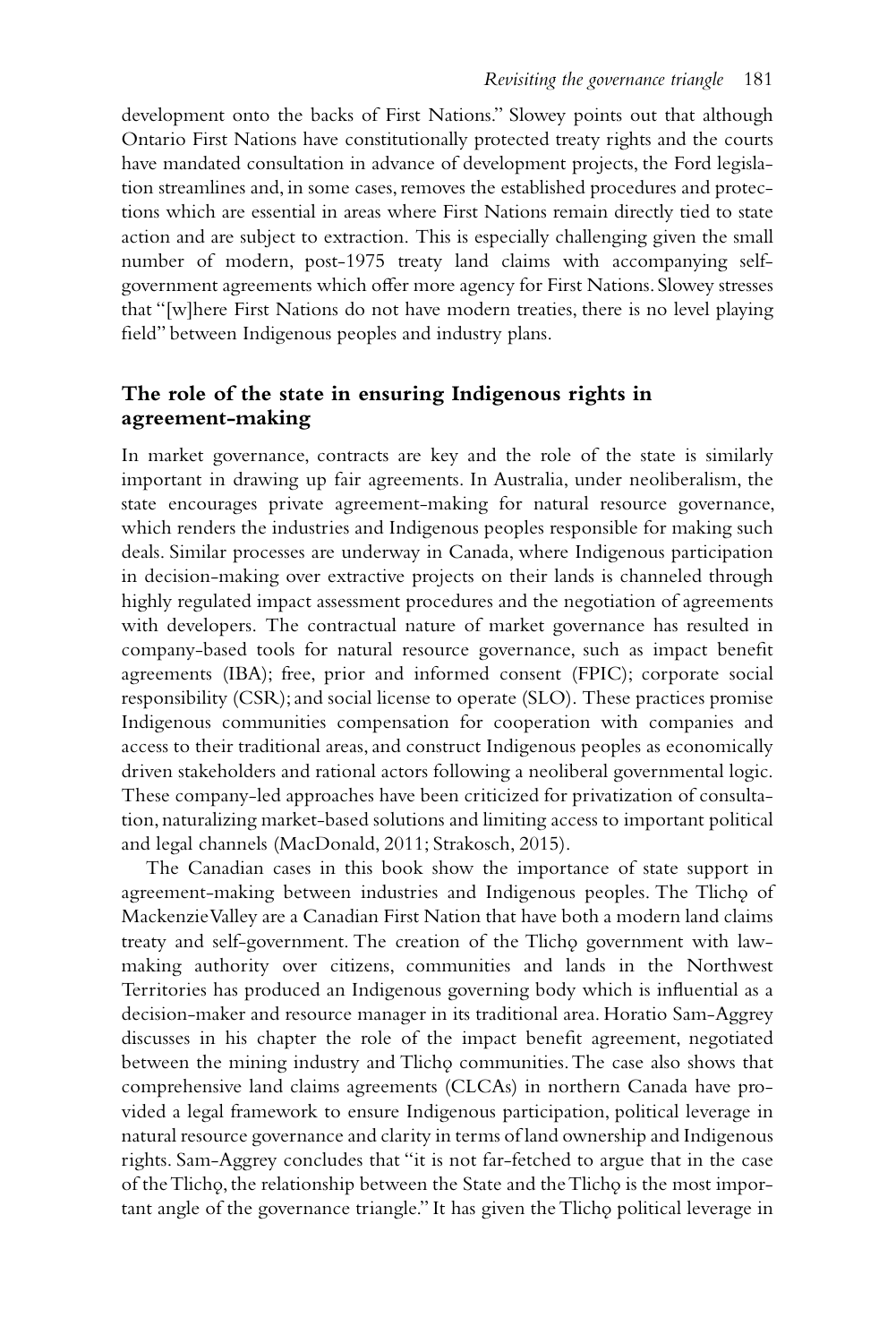development onto the backs of First Nations." Slowey points out that although Ontario First Nations have constitutionally protected treaty rights and the courts have mandated consultation in advance of development projects, the Ford legislation streamlines and, in some cases, removes the established procedures and protections which are essential in areas where First Nations remain directly tied to state action and are subject to extraction. This is especially challenging given the small number of modern, post-1975 treaty land claims with accompanying self-government agreements which offer more agency for First Nations. Slowey stresses that "[w]here First Nations do not have modern treaties, there is no level playing field" between Indigenous peoples and industry plans.

## The role of the state in ensuring Indigenous rights in agreement-making

In market governance, contracts are key and the role of the state is similarly important in drawing up fair agreements. In Australia, under neoliberalism, the state encourages private agreement-making for natural resource governance, which renders the industries and Indigenous peoples responsible for making such deals. Similar processes are underway in Canada, where Indigenous participation in decision-making over extractive projects on their lands is channeled through highly regulated impact assessment procedures and the negotiation of agreements with developers. The contractual nature of market governance has resulted in company-based tools for natural resource governance, such as impact benefit agreements (IBA); free, prior and informed consent (FPIC); corporate social responsibility (CSR); and social license to operate (SLO). These practices promise Indigenous communities compensation for cooperation with companies and access to their traditional areas, and construct Indigenous peoples as economically driven stakeholders and rational actors following a neoliberal governmental logic. These company-led approaches have been criticized for privatization of consultation, naturalizing market-based solutions and limiting access to important political and legal channels (MacDonald, 2011; Strakosch, 2015).

The Canadian cases in this book show the importance of state support in agreement-making between industries and Indigenous peoples. The Tlichǫ of Mackenzie Valley are a Canadian First Nation that have both a modern land claims treaty and self-government. The creation of the Tlichǫ government with law-making authority over citizens, communities and lands in the Northwest Territories has produced an Indigenous governing body which is influential as a decision-maker and resource manager in its traditional area. Horatio Sam-Aggrey discusses in his chapter the role of the impact benefit agreement, negotiated between the mining industry and Tlichǫ communities. The case also shows that comprehensive land claims agreements (CLCAs) in northern Canada have provided a legal framework to ensure Indigenous participation, political leverage in natural resource governance and clarity in terms of land ownership and Indigenous rights. Sam-Aggrey concludes that "it is not far-fetched to argue that in the case of the Tlichǫ, the relationship between the State and the Tlichǫ is the most important angle of the governance triangle." It has given the Tlichǫ political leverage in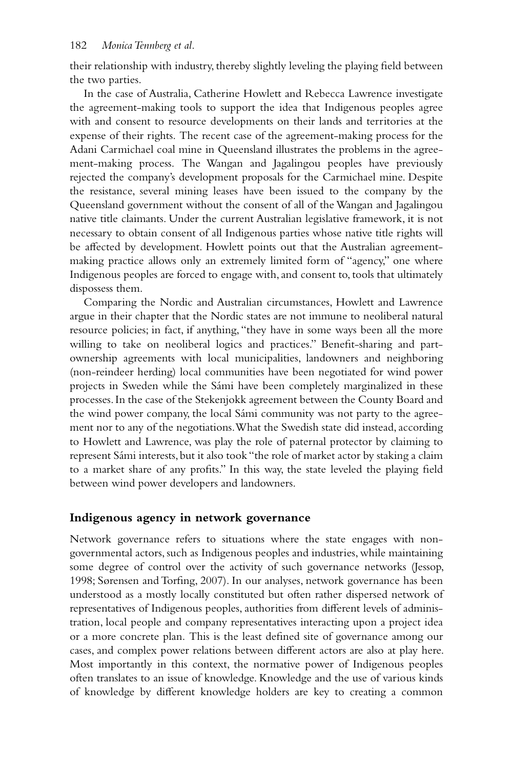their relationship with industry, thereby slightly leveling the playing field between the two parties.

In the case of Australia, Catherine Howlett and Rebecca Lawrence investigate the agreement-making tools to support the idea that Indigenous peoples agree with and consent to resource developments on their lands and territories at the expense of their rights. The recent case of the agreement-making process for the Adani Carmichael coal mine in Queensland illustrates the problems in the agreement-making process. The Wangan and Jagalingou peoples have previously rejected the company's development proposals for the Carmichael mine. Despite the resistance, several mining leases have been issued to the company by the Queensland government without the consent of all of the Wangan and Jagalingou native title claimants. Under the current Australian legislative framework, it is not necessary to obtain consent of all Indigenous parties whose native title rights will be affected by development. Howlett points out that the Australian agreement-making practice allows only an extremely limited form of "agency," one where Indigenous peoples are forced to engage with, and consent to, tools that ultimately dispossess them.

Comparing the Nordic and Australian circumstances, Howlett and Lawrence argue in their chapter that the Nordic states are not immune to neoliberal natural resource policies; in fact, if anything, "they have in some ways been all the more willing to take on neoliberal logics and practices." Benefit-sharing and part-ownership agreements with local municipalities, landowners and neighboring (non-reindeer herding) local communities have been negotiated for wind power projects in Sweden while the Sámi have been completely marginalized in these processes. In the case of the Stekenjokk agreement between the County Board and the wind power company, the local Sámi community was not party to the agreement nor to any of the negotiations. What the Swedish state did instead, according to Howlett and Lawrence, was play the role of paternal protector by claiming to represent Sámi interests, but it also took "the role of market actor by staking a claim to a market share of any profits." In this way, the state leveled the playing field between wind power developers and landowners.

## Indigenous agency in network governance

Network governance refers to situations where the state engages with non-governmental actors, such as Indigenous peoples and industries, while maintaining some degree of control over the activity of such governance networks (Jessop, 1998; Sørensen and Torfing, 2007). In our analyses, network governance has been understood as a mostly locally constituted but often rather dispersed network of representatives of Indigenous peoples, authorities from different levels of administration, local people and company representatives interacting upon a project idea or a more concrete plan. This is the least defined site of governance among our cases, and complex power relations between different actors are also at play here. Most importantly in this context, the normative power of Indigenous peoples often translates to an issue of knowledge. Knowledge and the use of various kinds of knowledge by different knowledge holders are key to creating a common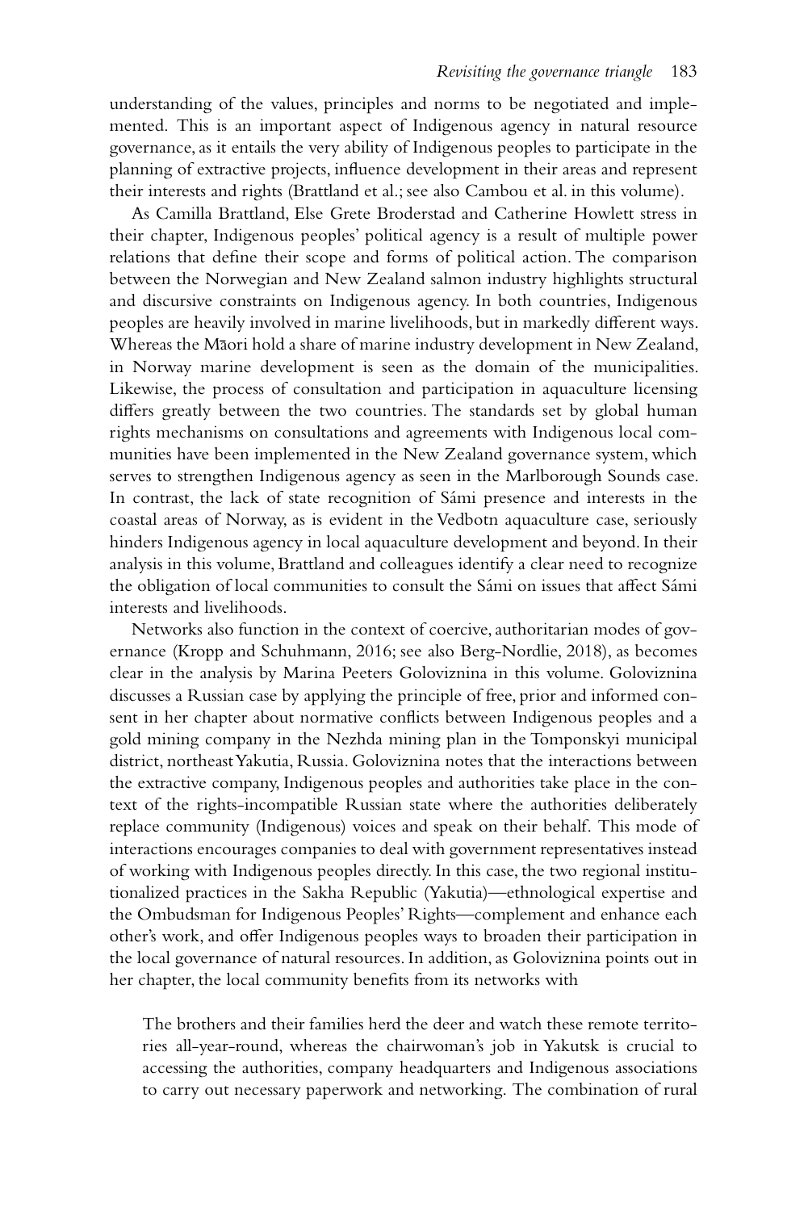understanding of the values, principles and norms to be negotiated and implemented. This is an important aspect of Indigenous agency in natural resource governance, as it entails the very ability of Indigenous peoples to participate in the planning of extractive projects, influence development in their areas and represent their interests and rights (Brattland et al.; see also Cambou et al. in this volume).

As Camilla Brattland, Else Grete Broderstad and Catherine Howlett stress in their chapter, Indigenous peoples' political agency is a result of multiple power relations that define their scope and forms of political action. The comparison between the Norwegian and New Zealand salmon industry highlights structural and discursive constraints on Indigenous agency. In both countries, Indigenous peoples are heavily involved in marine livelihoods, but in markedly different ways. Whereas the Māori hold a share of marine industry development in New Zealand, in Norway marine development is seen as the domain of the municipalities. Likewise, the process of consultation and participation in aquaculture licensing differs greatly between the two countries. The standards set by global human rights mechanisms on consultations and agreements with Indigenous local communities have been implemented in the New Zealand governance system, which serves to strengthen Indigenous agency as seen in the Marlborough Sounds case. In contrast, the lack of state recognition of Sámi presence and interests in the coastal areas of Norway, as is evident in the Vedbotn aquaculture case, seriously hinders Indigenous agency in local aquaculture development and beyond. In their analysis in this volume, Brattland and colleagues identify a clear need to recognize the obligation of local communities to consult the Sámi on issues that affect Sámi interests and livelihoods.

Networks also function in the context of coercive, authoritarian modes of governance (Kropp and Schuhmann, 2016; see also Berg-Nordlie, 2018), as becomes clear in the analysis by Marina Peeters Goloviznina in this volume. Goloviznina discusses a Russian case by applying the principle of free, prior and informed consent in her chapter about normative conflicts between Indigenous peoples and a gold mining company in the Nezhda mining plan in the Tomponskyi municipal district, northeast Yakutia, Russia. Goloviznina notes that the interactions between the extractive company, Indigenous peoples and authorities take place in the context of the rights-incompatible Russian state where the authorities deliberately replace community (Indigenous) voices and speak on their behalf. This mode of interactions encourages companies to deal with government representatives instead of working with Indigenous peoples directly. In this case, the two regional institutionalized practices in the Sakha Republic (Yakutia)—ethnological expertise and the Ombudsman for Indigenous Peoples' Rights—complement and enhance each other's work, and offer Indigenous peoples ways to broaden their participation in the local governance of natural resources. In addition, as Goloviznina points out in her chapter, the local community benefits from its networks with

> The brothers and their families herd the deer and watch these remote territories all-year-round, whereas the chairwoman's job in Yakutsk is crucial to accessing the authorities, company headquarters and Indigenous associations to carry out necessary paperwork and networking. The combination of rural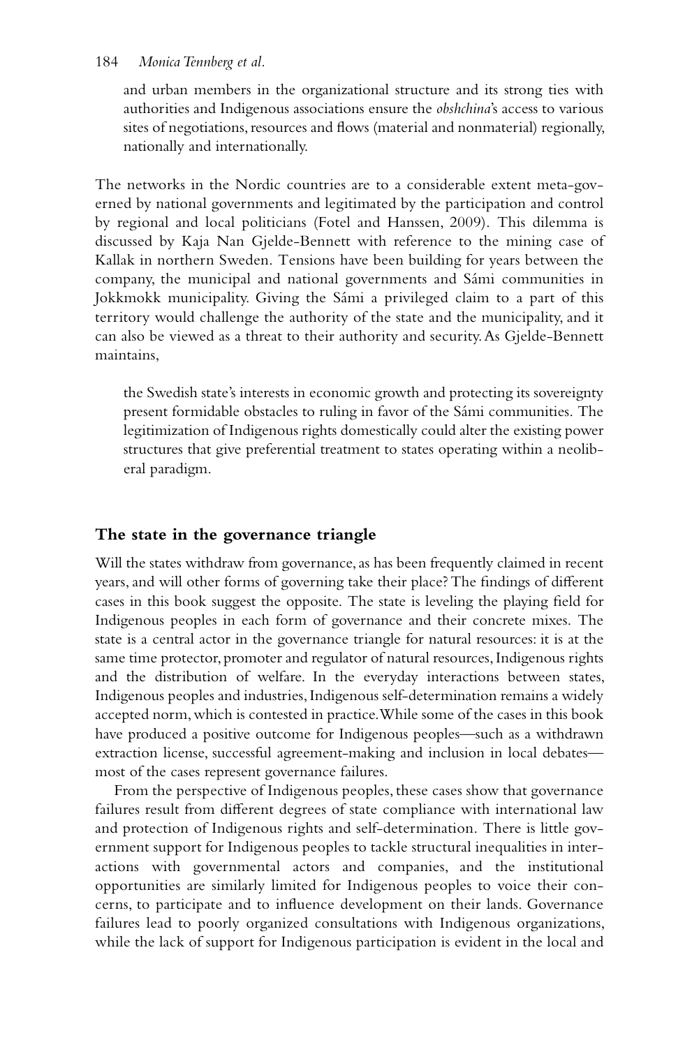and urban members in the organizational structure and its strong ties with authorities and Indigenous associations ensure the *obshchina*'s access to various sites of negotiations, resources and flows (material and nonmaterial) regionally, nationally and internationally.

The networks in the Nordic countries are to a considerable extent meta-governed by national governments and legitimated by the participation and control by regional and local politicians (Fotel and Hanssen, 2009). This dilemma is discussed by Kaja Nan Gjelde-Bennett with reference to the mining case of Kallak in northern Sweden. Tensions have been building for years between the company, the municipal and national governments and Sámi communities in Jokkmokk municipality. Giving the Sámi a privileged claim to a part of this territory would challenge the authority of the state and the municipality, and it can also be viewed as a threat to their authority and security. As Gjelde-Bennett maintains,

> the Swedish state's interests in economic growth and protecting its sovereignty present formidable obstacles to ruling in favor of the Sámi communities. The legitimization of Indigenous rights domestically could alter the existing power structures that give preferential treatment to states operating within a neoliberal paradigm.

## The state in the governance triangle

Will the states withdraw from governance, as has been frequently claimed in recent years, and will other forms of governing take their place? The findings of different cases in this book suggest the opposite. The state is leveling the playing field for Indigenous peoples in each form of governance and their concrete mixes. The state is a central actor in the governance triangle for natural resources: it is at the same time protector, promoter and regulator of natural resources, Indigenous rights and the distribution of welfare. In the everyday interactions between states, Indigenous peoples and industries, Indigenous self-determination remains a widely accepted norm, which is contested in practice. While some of the cases in this book have produced a positive outcome for Indigenous peoples—such as a withdrawn extraction license, successful agreement-making and inclusion in local debates—most of the cases represent governance failures.

From the perspective of Indigenous peoples, these cases show that governance failures result from different degrees of state compliance with international law and protection of Indigenous rights and self-determination. There is little government support for Indigenous peoples to tackle structural inequalities in interactions with governmental actors and companies, and the institutional opportunities are similarly limited for Indigenous peoples to voice their concerns, to participate and to influence development on their lands. Governance failures lead to poorly organized consultations with Indigenous organizations, while the lack of support for Indigenous participation is evident in the local and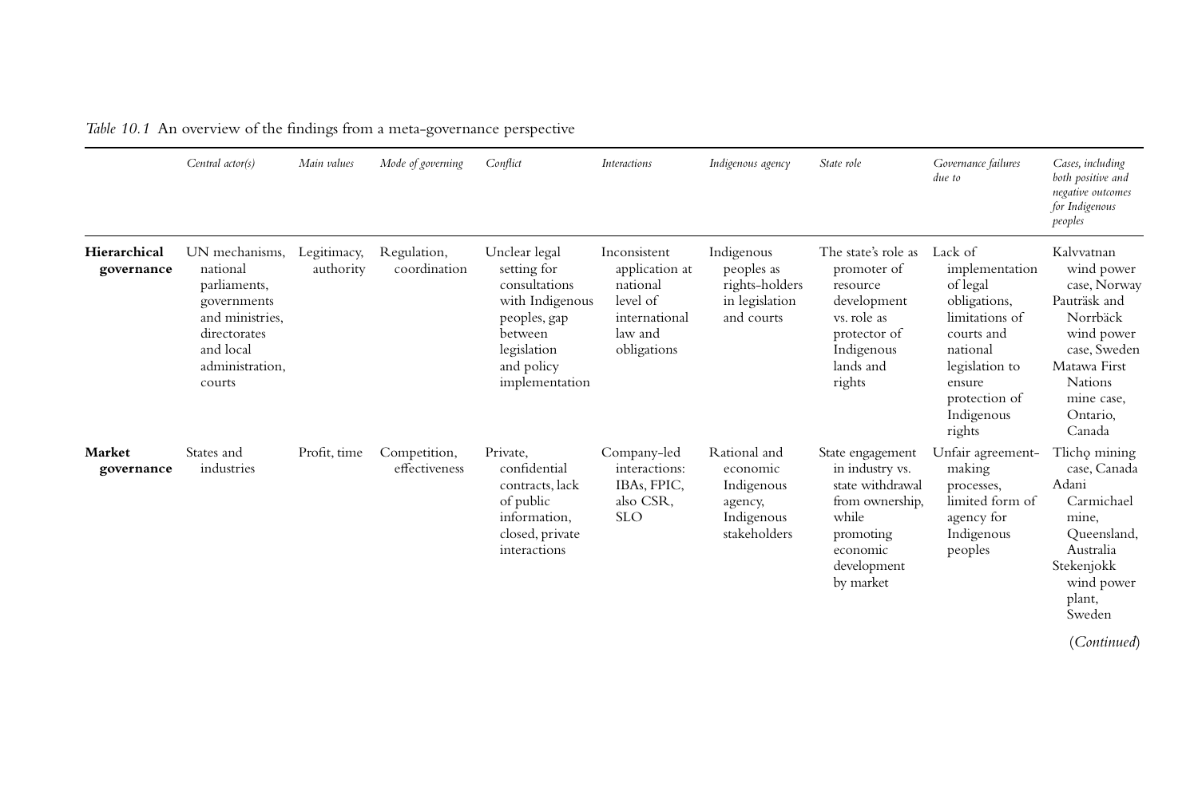*Table 10.1* An overview of the findings from a meta-governance perspective

| | *Central actor(s)* | *Main values* | *Mode of governing* | *Conflict* | *Interactions* | *Indigenous agency* | *State role* | *Governance failures due to* | *Cases, including both positive and negative outcomes for Indigenous peoples* |
|---|---|---|---|---|---|---|---|---|---|
| **Hierarchical governance** | UN mechanisms, national parliaments, governments and ministries, directorates and local administration, courts | Legitimacy, authority | Regulation, coordination | Unclear legal setting for consultations with Indigenous peoples, gap between legislation and policy implementation | Inconsistent application at national level of international law and obligations | Indigenous peoples as rights-holders in legislation and courts | The state's role as promoter of resource development vs. role as protector of Indigenous lands and rights | Lack of implementation of legal obligations, limitations of courts and national legislation to ensure protection of Indigenous rights | Kalvvatnan wind power case, Norway<br>Pauträsk and Norrbäck wind power case, Sweden<br>Matawa First Nations mine case, Ontario, Canada |
| **Market governance** | States and industries | Profit, time | Competition, effectiveness | Private, confidential contracts, lack of public information, closed, private interactions | Company-led interactions: IBAs, FPIC, also CSR, SLO | Rational and economic Indigenous agency, Indigenous stakeholders | State engagement in industry vs. state withdrawal from ownership, while promoting economic development by market | Unfair agreement-making processes, limited form of agency for Indigenous peoples | Tłįchǫ mining case, Canada<br>Adani Carmichael mine, Queensland, Australia<br>Stekenjokk wind power plant, Sweden |

(*Continued*)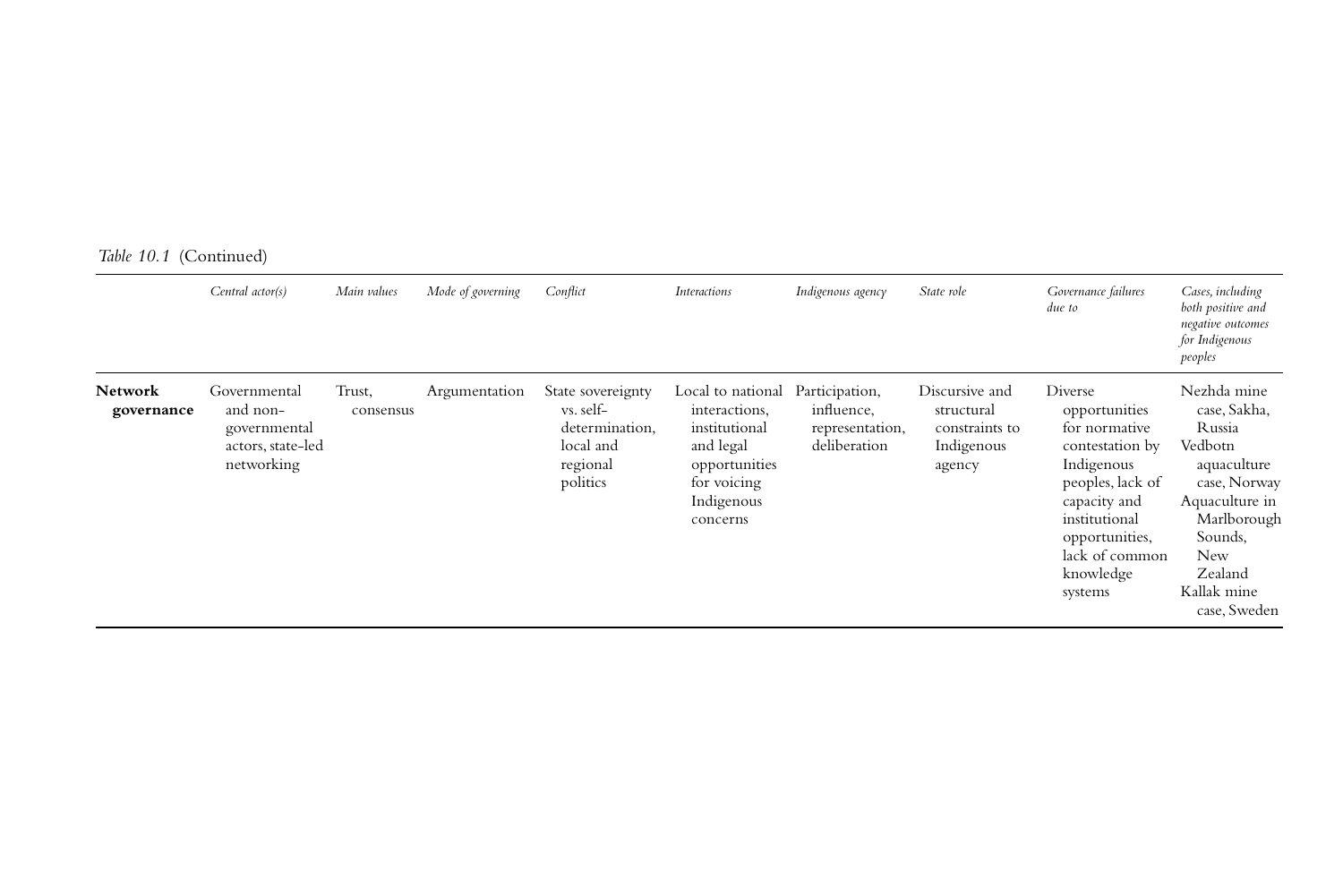*Table 10.1* (Continued)

| | *Central actor(s)* | *Main values* | *Mode of governing* | *Conflict* | *Interactions* | *Indigenous agency* | *State role* | *Governance failures due to* | *Cases, including both positive and negative outcomes for Indigenous peoples* |
|---|---|---|---|---|---|---|---|---|---|
| **Network governance** | Governmental and non-governmental actors, state-led networking | Trust, consensus | Argumentation | State sovereignty vs. self-determination, local and regional politics | Local to national interactions, institutional and legal opportunities for voicing Indigenous concerns | Participation, influence, representation, deliberation | Discursive and structural constraints to Indigenous agency | Diverse opportunities for normative contestation by Indigenous peoples, lack of capacity and institutional opportunities, lack of common knowledge systems | Nezhda mine case, Sakha, Russia<br>Vedbotn aquaculture case, Norway<br>Aquaculture in Marlborough Sounds, New Zealand<br>Kallak mine case, Sweden |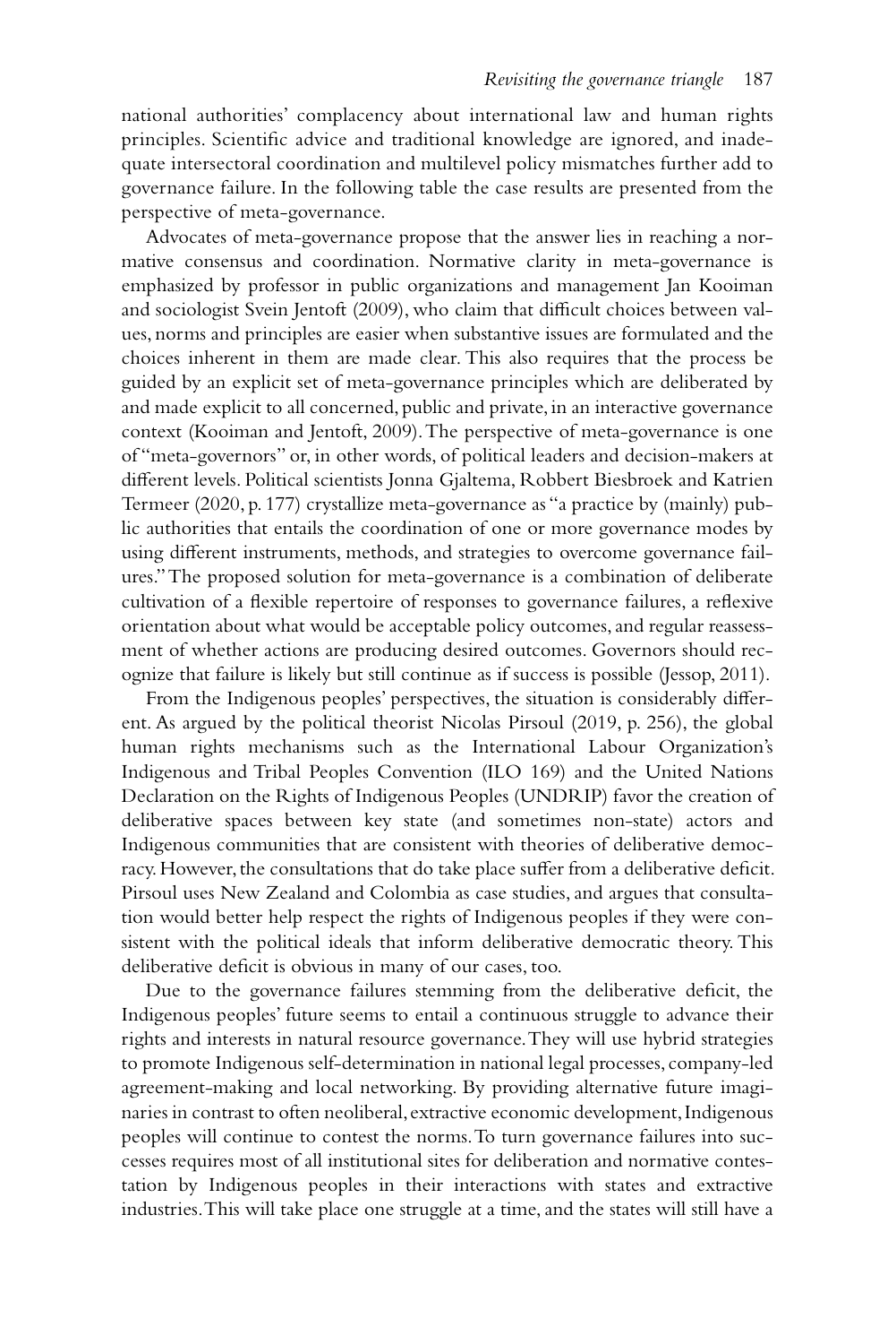national authorities' complacency about international law and human rights principles. Scientific advice and traditional knowledge are ignored, and inadequate intersectoral coordination and multilevel policy mismatches further add to governance failure. In the following table the case results are presented from the perspective of meta-governance.

Advocates of meta-governance propose that the answer lies in reaching a normative consensus and coordination. Normative clarity in meta-governance is emphasized by professor in public organizations and management Jan Kooiman and sociologist Svein Jentoft (2009), who claim that difficult choices between values, norms and principles are easier when substantive issues are formulated and the choices inherent in them are made clear. This also requires that the process be guided by an explicit set of meta-governance principles which are deliberated by and made explicit to all concerned, public and private, in an interactive governance context (Kooiman and Jentoft, 2009). The perspective of meta-governance is one of "meta-governors" or, in other words, of political leaders and decision-makers at different levels. Political scientists Jonna Gjaltema, Robbert Biesbroek and Katrien Termeer (2020, p. 177) crystallize meta-governance as "a practice by (mainly) public authorities that entails the coordination of one or more governance modes by using different instruments, methods, and strategies to overcome governance failures." The proposed solution for meta-governance is a combination of deliberate cultivation of a flexible repertoire of responses to governance failures, a reflexive orientation about what would be acceptable policy outcomes, and regular reassessment of whether actions are producing desired outcomes. Governors should recognize that failure is likely but still continue as if success is possible (Jessop, 2011).

From the Indigenous peoples' perspectives, the situation is considerably different. As argued by the political theorist Nicolas Pirsoul (2019, p. 256), the global human rights mechanisms such as the International Labour Organization's Indigenous and Tribal Peoples Convention (ILO 169) and the United Nations Declaration on the Rights of Indigenous Peoples (UNDRIP) favor the creation of deliberative spaces between key state (and sometimes non-state) actors and Indigenous communities that are consistent with theories of deliberative democracy. However, the consultations that do take place suffer from a deliberative deficit. Pirsoul uses New Zealand and Colombia as case studies, and argues that consultation would better help respect the rights of Indigenous peoples if they were consistent with the political ideals that inform deliberative democratic theory. This deliberative deficit is obvious in many of our cases, too.

Due to the governance failures stemming from the deliberative deficit, the Indigenous peoples' future seems to entail a continuous struggle to advance their rights and interests in natural resource governance. They will use hybrid strategies to promote Indigenous self-determination in national legal processes, company-led agreement-making and local networking. By providing alternative future imaginaries in contrast to often neoliberal, extractive economic development, Indigenous peoples will continue to contest the norms. To turn governance failures into successes requires most of all institutional sites for deliberation and normative contestation by Indigenous peoples in their interactions with states and extractive industries. This will take place one struggle at a time, and the states will still have a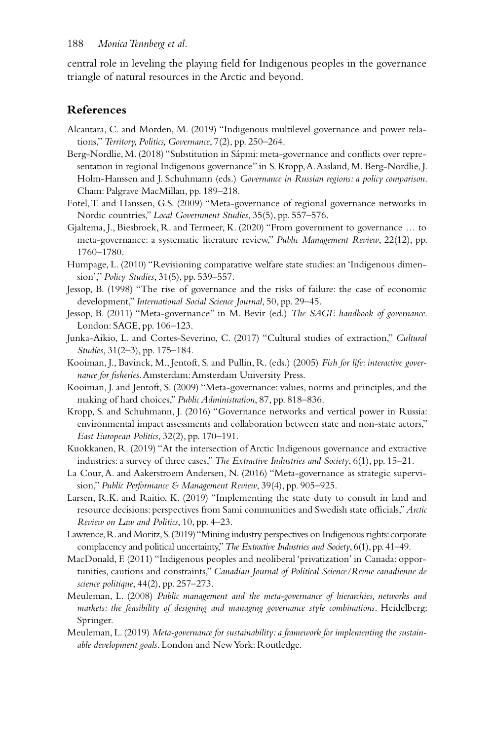central role in leveling the playing field for Indigenous peoples in the governance triangle of natural resources in the Arctic and beyond.

## References

Alcantara, C. and Morden, M. (2019) "Indigenous multilevel governance and power relations," *Territory, Politics, Governance*, 7(2), pp. 250–264.

Berg-Nordlie, M. (2018) "Substitution in Sápmi: meta-governance and conflicts over representation in regional Indigenous governance" in S. Kropp, A. Aasland, M. Berg-Nordlie, J. Holm-Hanssen and J. Schuhmann (eds.) *Governance in Russian regions: a policy comparison*. Cham: Palgrave MacMillan, pp. 189–218.

Fotel, T. and Hanssen, G.S. (2009) "Meta-governance of regional governance networks in Nordic countries," *Local Government Studies*, 35(5), pp. 557–576.

Gjaltema, J., Biesbroek, R. and Termeer, K. (2020) "From government to governance … to meta-governance: a systematic literature review," *Public Management Review*, 22(12), pp. 1760–1780.

Humpage, L. (2010) "Revisioning comparative welfare state studies: an 'Indigenous dimension'," *Policy Studies*, 31(5), pp. 539–557.

Jessop, B. (1998) "The rise of governance and the risks of failure: the case of economic development," *International Social Science Journal*, 50, pp. 29–45.

Jessop, B. (2011) "Meta-governance" in M. Bevir (ed.) *The SAGE handbook of governance*. London: SAGE, pp. 106–123.

Junka-Aikio, L. and Cortes-Severino, C. (2017) "Cultural studies of extraction," *Cultural Studies*, 31(2–3), pp. 175–184.

Kooiman, J., Bavinck, M., Jentoft, S. and Pullin, R. (eds.) (2005) *Fish for life: interactive governance for fisheries*. Amsterdam: Amsterdam University Press.

Kooiman, J. and Jentoft, S. (2009) "Meta-governance: values, norms and principles, and the making of hard choices," *Public Administration*, 87, pp. 818–836.

Kropp, S. and Schuhmann, J. (2016) "Governance networks and vertical power in Russia: environmental impact assessments and collaboration between state and non-state actors," *East European Politics*, 32(2), pp. 170–191.

Kuokkanen, R. (2019) "At the intersection of Arctic Indigenous governance and extractive industries: a survey of three cases," *The Extractive Industries and Society*, 6(1), pp. 15–21.

La Cour, A. and Aakerstroem Andersen, N. (2016) "Meta-governance as strategic supervision," *Public Performance & Management Review*, 39(4), pp. 905–925.

Larsen, R.K. and Raitio, K. (2019) "Implementing the state duty to consult in land and resource decisions: perspectives from Sami communities and Swedish state officials," *Arctic Review on Law and Politics*, 10, pp. 4–23.

Lawrence, R. and Moritz, S. (2019) "Mining industry perspectives on Indigenous rights: corporate complacency and political uncertainty," *The Extractive Industries and Society*, 6(1), pp. 41–49.

MacDonald, F. (2011) "Indigenous peoples and neoliberal 'privatization' in Canada: opportunities, cautions and constraints," *Canadian Journal of Political Science/Revue canadienne de science politique*, 44(2), pp. 257–273.

Meuleman, L. (2008) *Public management and the meta-governance of hierarchies, networks and markets: the feasibility of designing and managing governance style combinations*. Heidelberg: Springer.

Meuleman, L. (2019) *Meta-governance for sustainability: a framework for implementing the sustainable development goals*. London and New York: Routledge.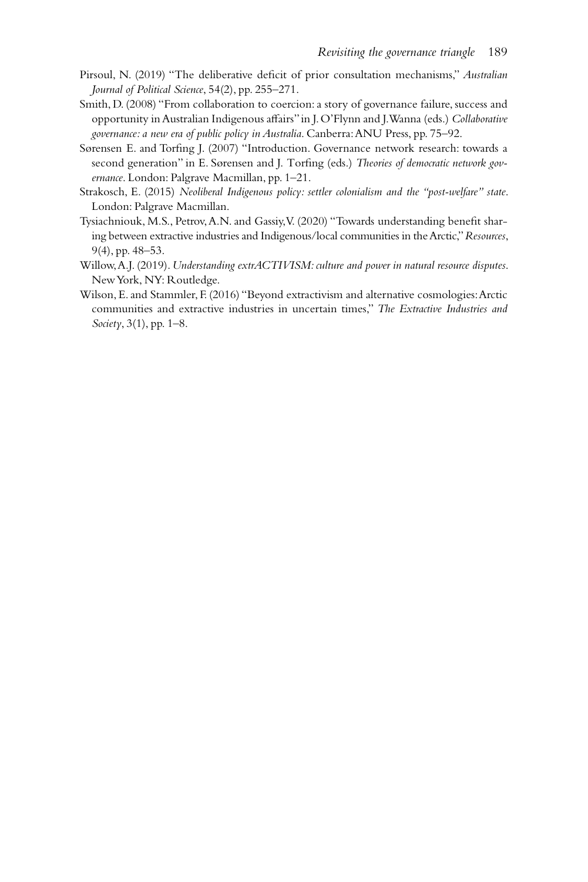Pirsoul, N. (2019) "The deliberative deficit of prior consultation mechanisms," *Australian Journal of Political Science*, 54(2), pp. 255–271.

Smith, D. (2008) "From collaboration to coercion: a story of governance failure, success and opportunity in Australian Indigenous affairs" in J. O'Flynn and J. Wanna (eds.) *Collaborative governance: a new era of public policy in Australia*. Canberra: ANU Press, pp. 75–92.

Sørensen E. and Torfing J. (2007) "Introduction. Governance network research: towards a second generation" in E. Sørensen and J. Torfing (eds.) *Theories of democratic network governance*. London: Palgrave Macmillan, pp. 1–21.

Strakosch, E. (2015) *Neoliberal Indigenous policy: settler colonialism and the "post-welfare" state*. London: Palgrave Macmillan.

Tysiachniouk, M.S., Petrov, A.N. and Gassiy, V. (2020) "Towards understanding benefit sharing between extractive industries and Indigenous/local communities in the Arctic," *Resources*, 9(4), pp. 48–53.

Willow, A.J. (2019). *Understanding extrACTIVISM: culture and power in natural resource disputes*. New York, NY: Routledge.

Wilson, E. and Stammler, F. (2016) "Beyond extractivism and alternative cosmologies: Arctic communities and extractive industries in uncertain times," *The Extractive Industries and Society*, 3(1), pp. 1–8.